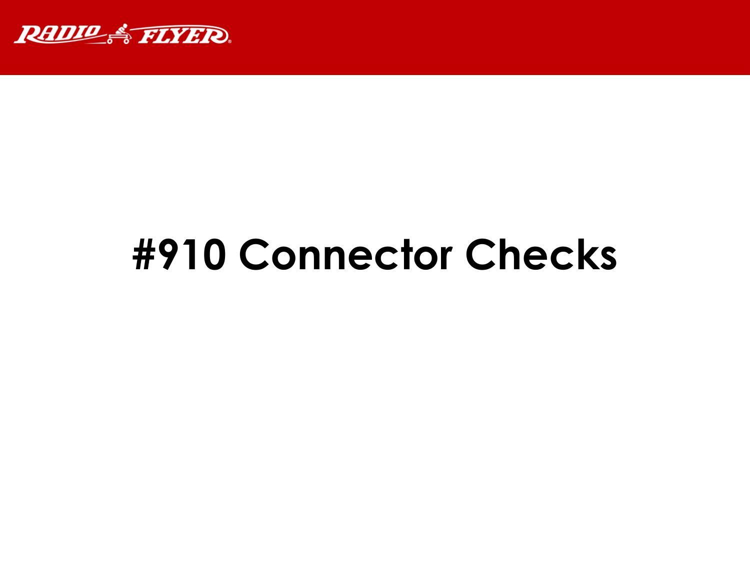# #910 Connector Checks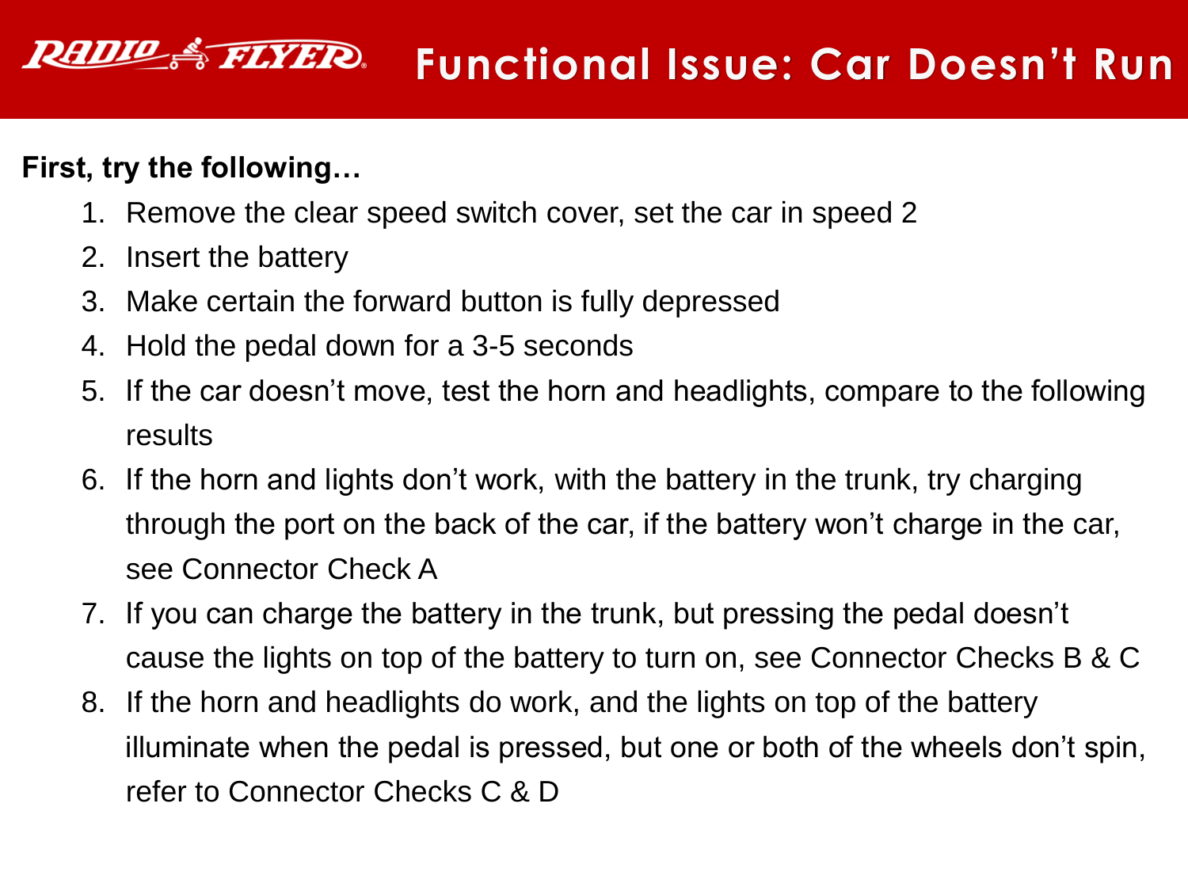# Functional Issue: Car Doesn't Run

**First, try the following…**

1. Remove the clear speed switch cover, set the car in speed 2
2. Insert the battery
3. Make certain the forward button is fully depressed
4. Hold the pedal down for a 3-5 seconds
5. If the car doesn't move, test the horn and headlights, compare to the following results
6. If the horn and lights don't work, with the battery in the trunk, try charging through the port on the back of the car, if the battery won't charge in the car, see Connector Check A
7. If you can charge the battery in the trunk, but pressing the pedal doesn't cause the lights on top of the battery to turn on, see Connector Checks B & C
8. If the horn and headlights do work, and the lights on top of the battery illuminate when the pedal is pressed, but one or both of the wheels don't spin, refer to Connector Checks C & D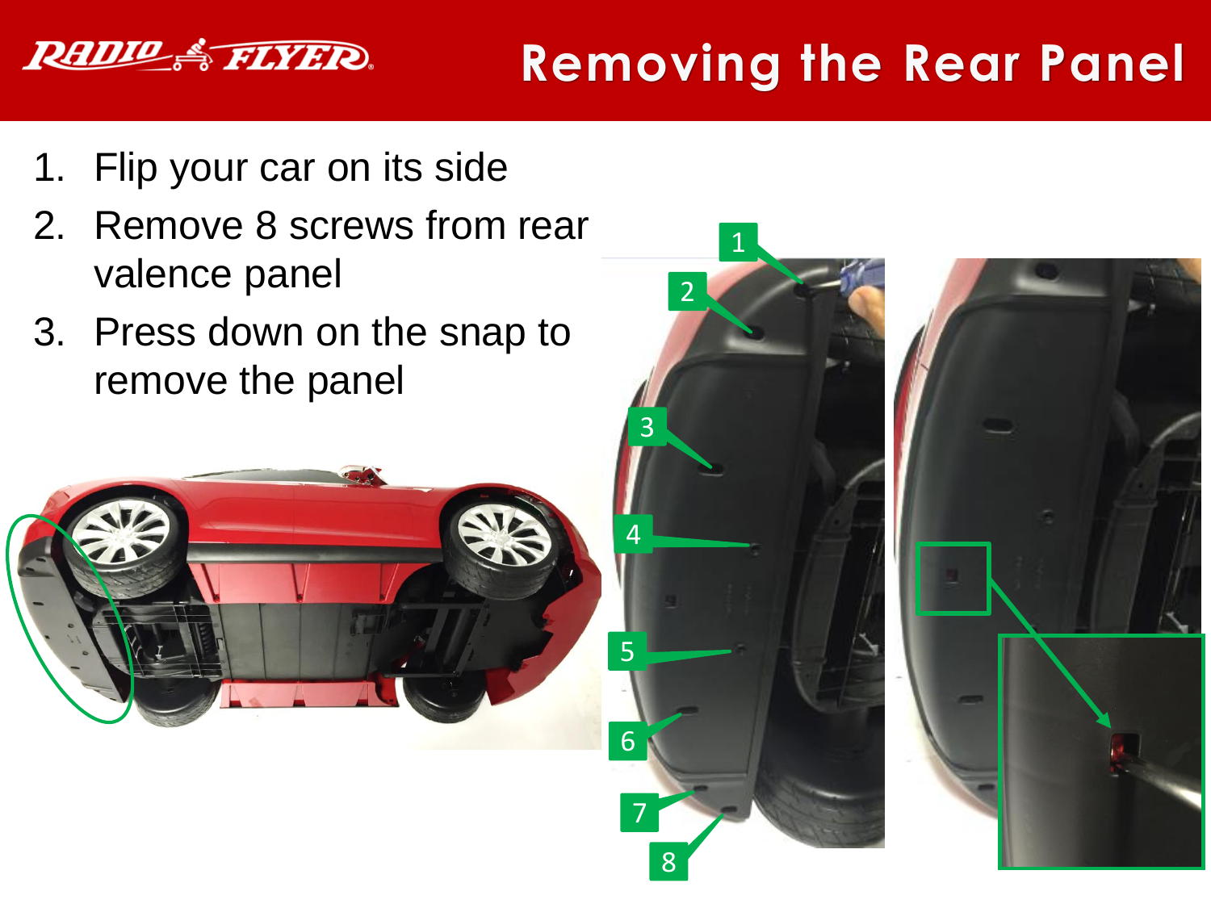# Removing the Rear Panel

1. Flip your car on its side
2. Remove 8 screws from rear valence panel
3. Press down on the snap to remove the panel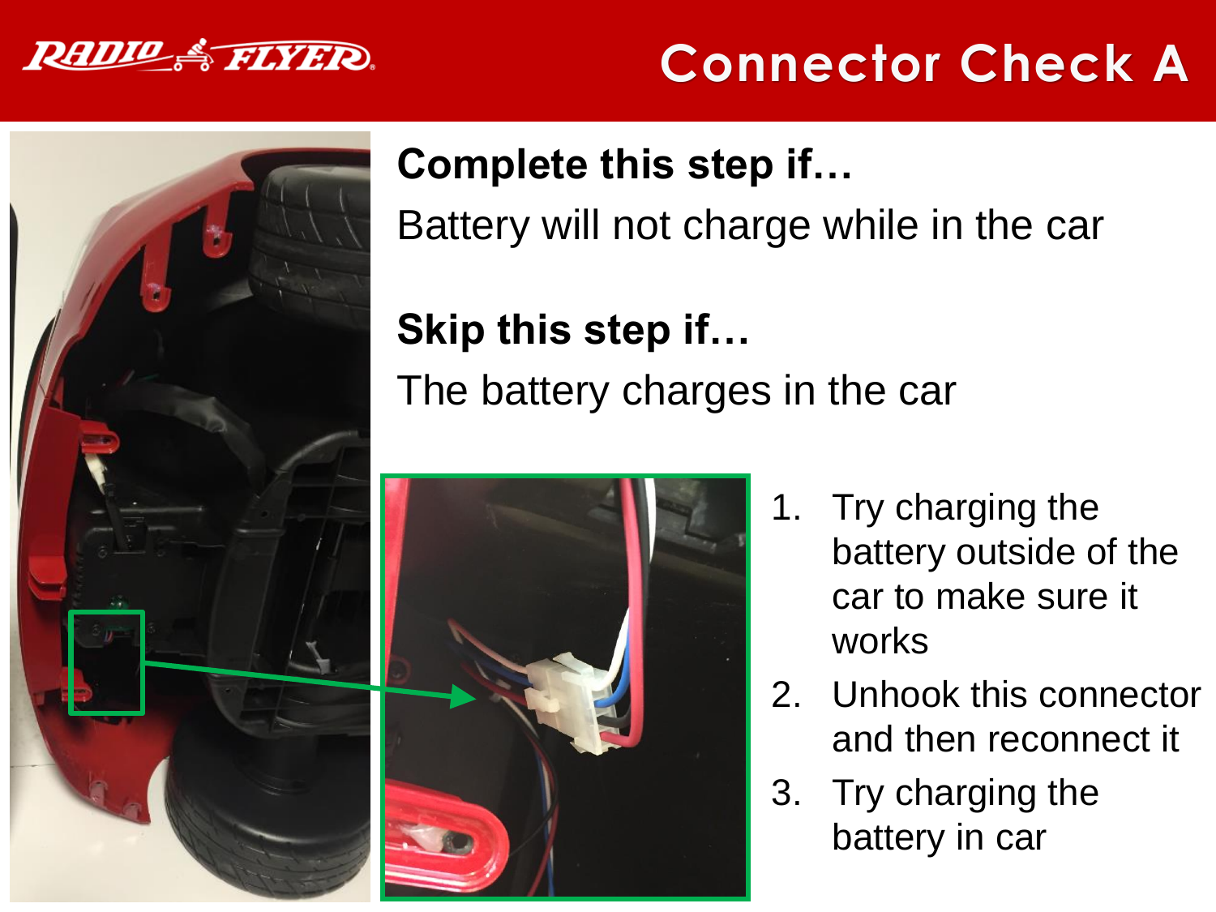# Connector Check A

**Complete this step if…**

Battery will not charge while in the car

**Skip this step if…**

The battery charges in the car

1. Try charging the battery outside of the car to make sure it works
2. Unhook this connector and then reconnect it
3. Try charging the battery in car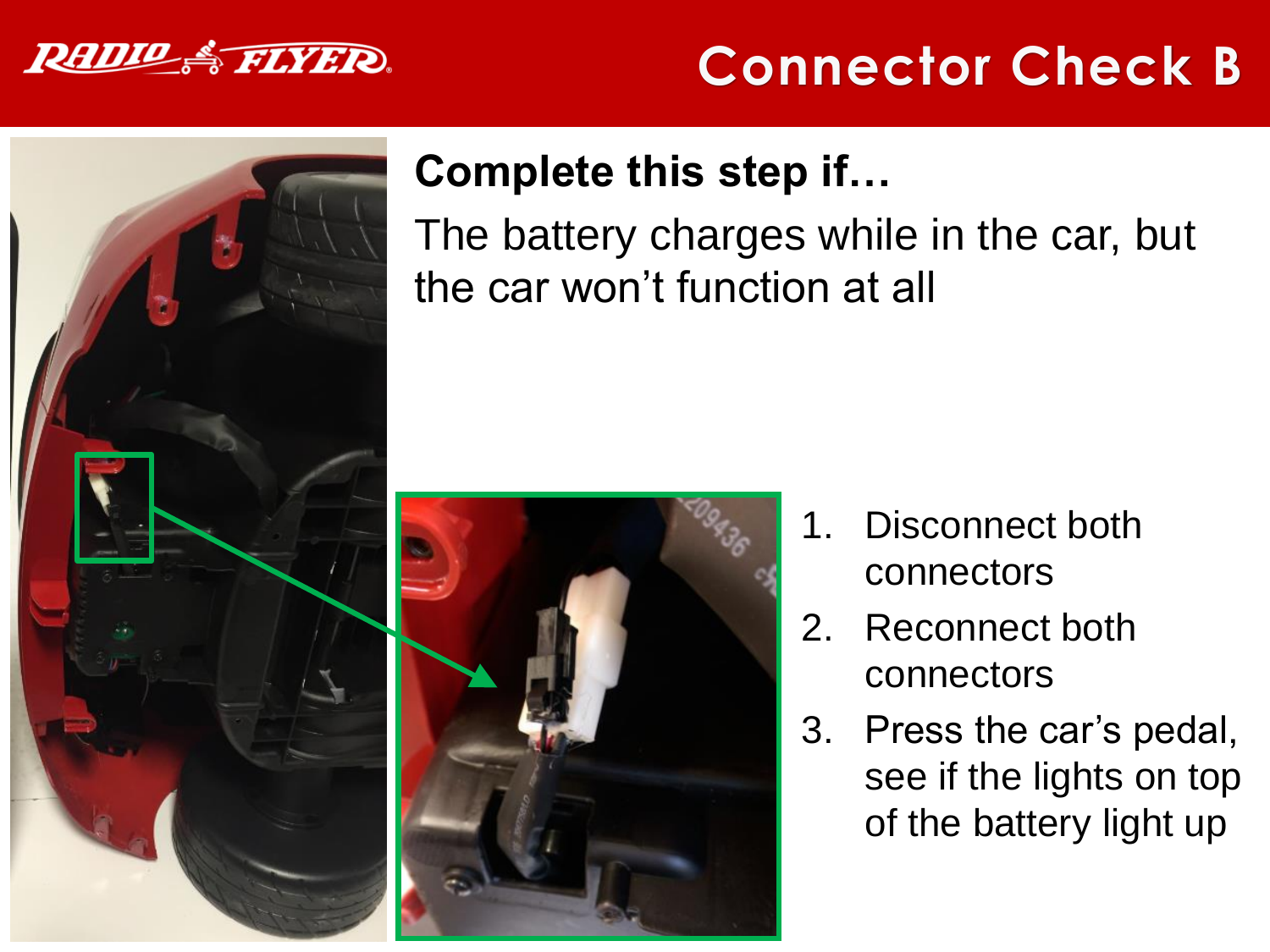# Connector Check B

**Complete this step if…**

The battery charges while in the car, but the car won't function at all

1. Disconnect both connectors
2. Reconnect both connectors
3. Press the car's pedal, see if the lights on top of the battery light up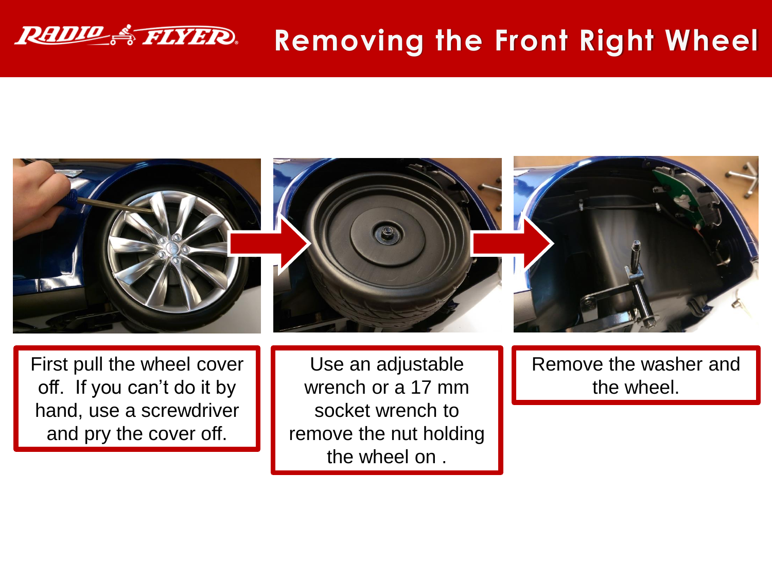# Removing the Front Right Wheel

First pull the wheel cover off.  If you can't do it by hand, use a screwdriver and pry the cover off.

Use an adjustable wrench or a 17 mm socket wrench to remove the nut holding the wheel on .

Remove the washer and the wheel.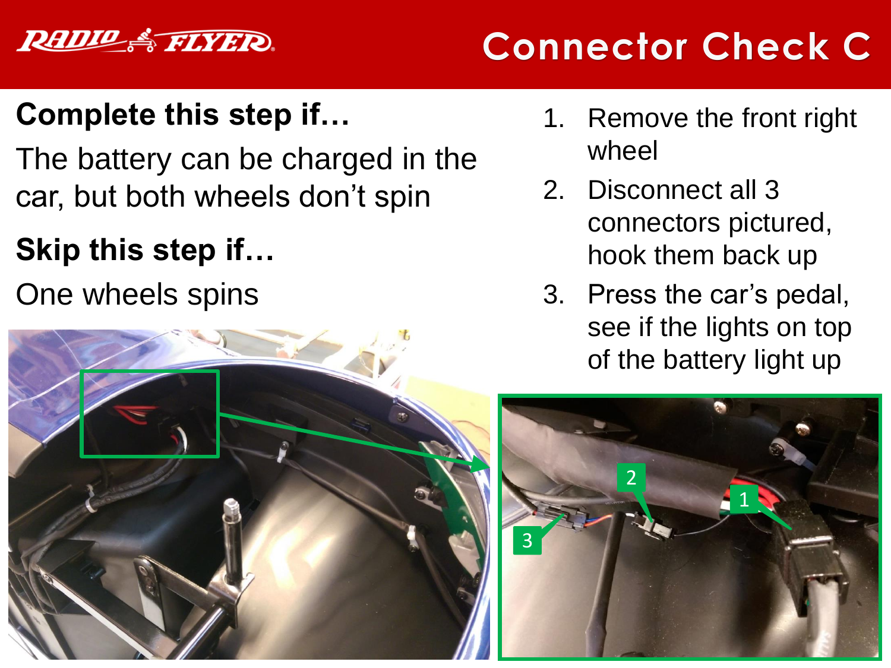# Connector Check C

**Complete this step if…**

The battery can be charged in the car, but both wheels don't spin

**Skip this step if…**

One wheels spins

1. Remove the front right wheel
2. Disconnect all 3 connectors pictured, hook them back up
3. Press the car's pedal, see if the lights on top of the battery light up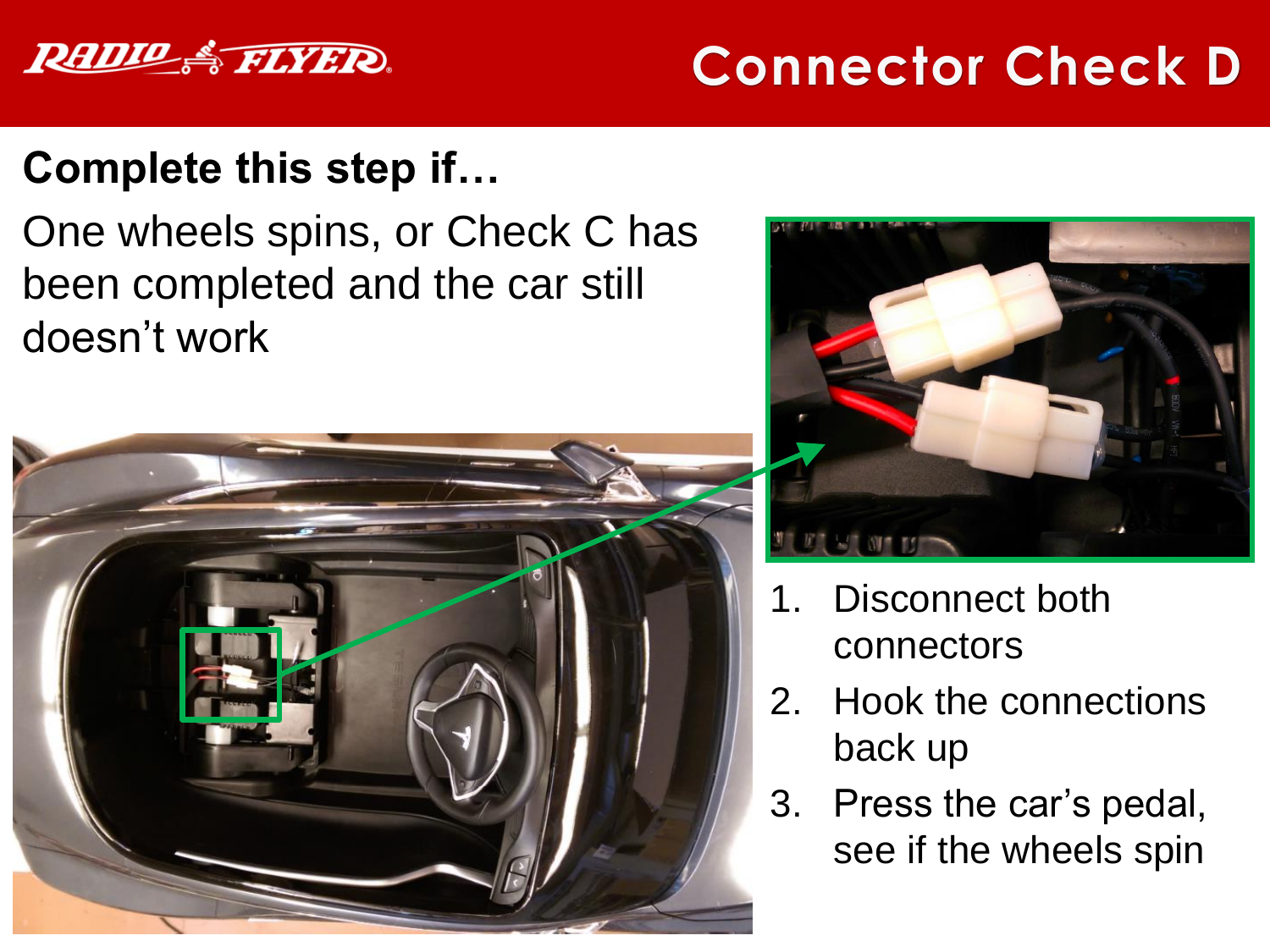# Connector Check D

**Complete this step if…**

One wheels spins, or Check C has been completed and the car still doesn't work

1. Disconnect both connectors
2. Hook the connections back up
3. Press the car's pedal, see if the wheels spin